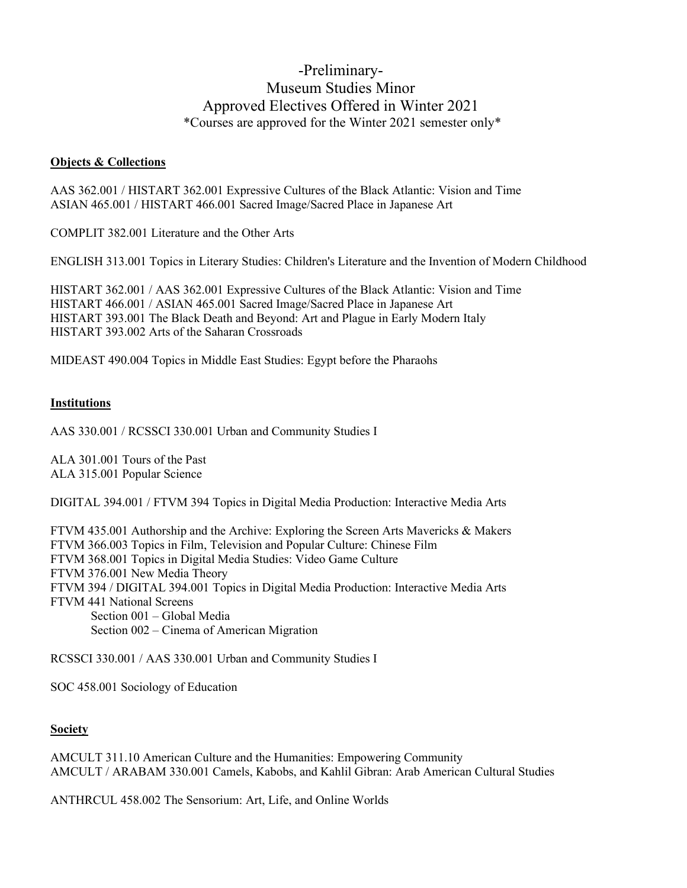# -Preliminary-
# Museum Studies Minor
# Approved Electives Offered in Winter 2021

*Courses are approved for the Winter 2021 semester only*

## Objects & Collections

AAS 362.001 / HISTART 362.001 Expressive Cultures of the Black Atlantic: Vision and Time
ASIAN 465.001 / HISTART 466.001 Sacred Image/Sacred Place in Japanese Art

COMPLIT 382.001 Literature and the Other Arts

ENGLISH 313.001 Topics in Literary Studies: Children's Literature and the Invention of Modern Childhood

HISTART 362.001 / AAS 362.001 Expressive Cultures of the Black Atlantic: Vision and Time
HISTART 466.001 / ASIAN 465.001 Sacred Image/Sacred Place in Japanese Art
HISTART 393.001 The Black Death and Beyond: Art and Plague in Early Modern Italy
HISTART 393.002 Arts of the Saharan Crossroads

MIDEAST 490.004 Topics in Middle East Studies: Egypt before the Pharaohs

## Institutions

AAS 330.001 / RCSSCI 330.001 Urban and Community Studies I

ALA 301.001 Tours of the Past
ALA 315.001 Popular Science

DIGITAL 394.001 / FTVM 394 Topics in Digital Media Production: Interactive Media Arts

FTVM 435.001 Authorship and the Archive: Exploring the Screen Arts Mavericks & Makers
FTVM 366.003 Topics in Film, Television and Popular Culture: Chinese Film
FTVM 368.001 Topics in Digital Media Studies: Video Game Culture
FTVM 376.001 New Media Theory
FTVM 394 / DIGITAL 394.001 Topics in Digital Media Production: Interactive Media Arts
FTVM 441 National Screens
- Section 001 – Global Media
- Section 002 – Cinema of American Migration

RCSSCI 330.001 / AAS 330.001 Urban and Community Studies I

SOC 458.001 Sociology of Education

## Society

AMCULT 311.10 American Culture and the Humanities: Empowering Community
AMCULT / ARABAM 330.001 Camels, Kabobs, and Kahlil Gibran: Arab American Cultural Studies

ANTHRCUL 458.002 The Sensorium: Art, Life, and Online Worlds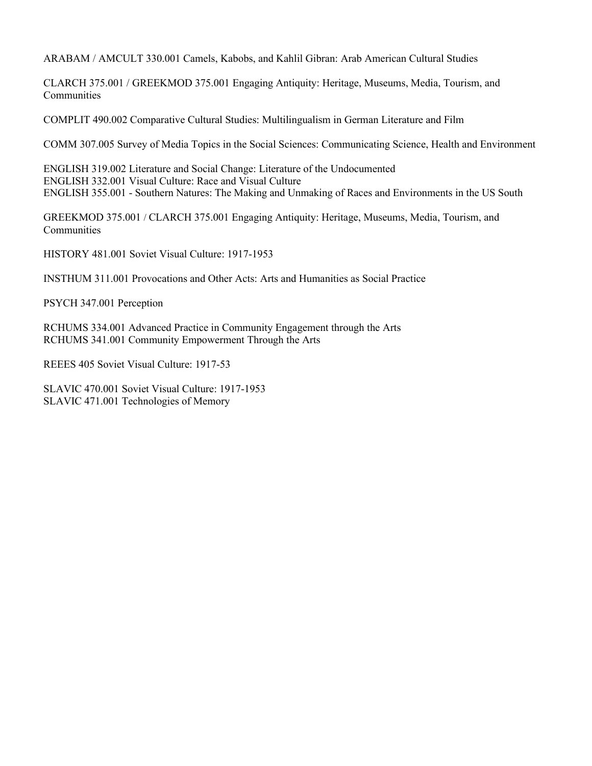ARABAM / AMCULT 330.001 Camels, Kabobs, and Kahlil Gibran: Arab American Cultural Studies

CLARCH 375.001 / GREEKMOD 375.001 Engaging Antiquity: Heritage, Museums, Media, Tourism, and Communities

COMPLIT 490.002 Comparative Cultural Studies: Multilingualism in German Literature and Film

COMM 307.005 Survey of Media Topics in the Social Sciences: Communicating Science, Health and Environment

ENGLISH 319.002 Literature and Social Change: Literature of the Undocumented
ENGLISH 332.001 Visual Culture: Race and Visual Culture
ENGLISH 355.001 - Southern Natures: The Making and Unmaking of Races and Environments in the US South

GREEKMOD 375.001 / CLARCH 375.001 Engaging Antiquity: Heritage, Museums, Media, Tourism, and Communities

HISTORY 481.001 Soviet Visual Culture: 1917-1953

INSTHUM 311.001 Provocations and Other Acts: Arts and Humanities as Social Practice

PSYCH 347.001 Perception

RCHUMS 334.001 Advanced Practice in Community Engagement through the Arts
RCHUMS 341.001 Community Empowerment Through the Arts

REEES 405 Soviet Visual Culture: 1917-53

SLAVIC 470.001 Soviet Visual Culture: 1917-1953
SLAVIC 471.001 Technologies of Memory